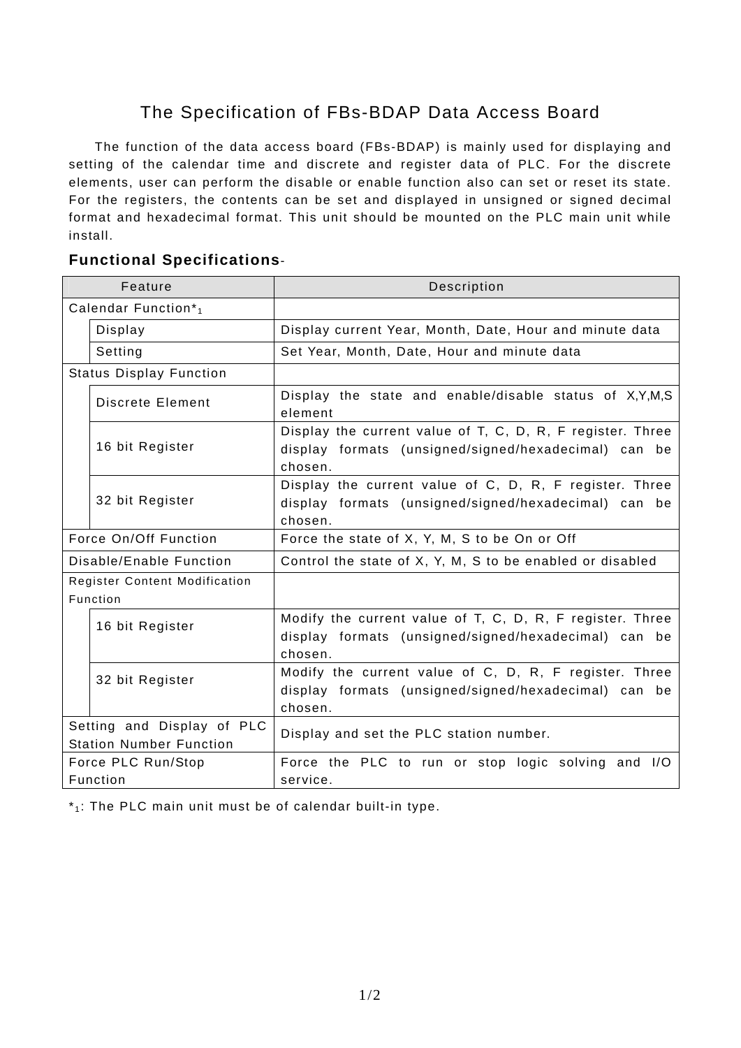# The Specification of FBs-BDAP Data Access Board

The function of the data access board (FBs-BDAP) is mainly used for displaying and setting of the calendar time and discrete and register data of PLC. For the discrete elements, user can perform the disable or enable function also can set or reset its state. For the registers, the contents can be set and displayed in unsigned or signed decimal format and hexadecimal format. This unit should be mounted on the PLC main unit while install.

## Functional Specifications-

| Feature | | Description |
|---|---|---|
| Calendar Function*[1] | | |
| | Display | Display current Year, Month, Date, Hour and minute data |
| | Setting | Set Year, Month, Date, Hour and minute data |
| Status Display Function | | |
| | Discrete Element | Display the state and enable/disable status of X,Y,M,S element |
| | 16 bit Register | Display the current value of T, C, D, R, F register. Three display formats (unsigned/signed/hexadecimal) can be chosen. |
| | 32 bit Register | Display the current value of C, D, R, F register. Three display formats (unsigned/signed/hexadecimal) can be chosen. |
| Force On/Off Function | | Force the state of X, Y, M, S to be On or Off |
| Disable/Enable Function | | Control the state of X, Y, M, S to be enabled or disabled |
| Register Content Modification Function | | |
| | 16 bit Register | Modify the current value of T, C, D, R, F register. Three display formats (unsigned/signed/hexadecimal) can be chosen. |
| | 32 bit Register | Modify the current value of C, D, R, F register. Three display formats (unsigned/signed/hexadecimal) can be chosen. |
| Setting and Display of PLC Station Number Function | | Display and set the PLC station number. |
| Force PLC Run/Stop Function | | Force the PLC to run or stop logic solving and I/O service. |

*[1]: The PLC main unit must be of calendar built-in type.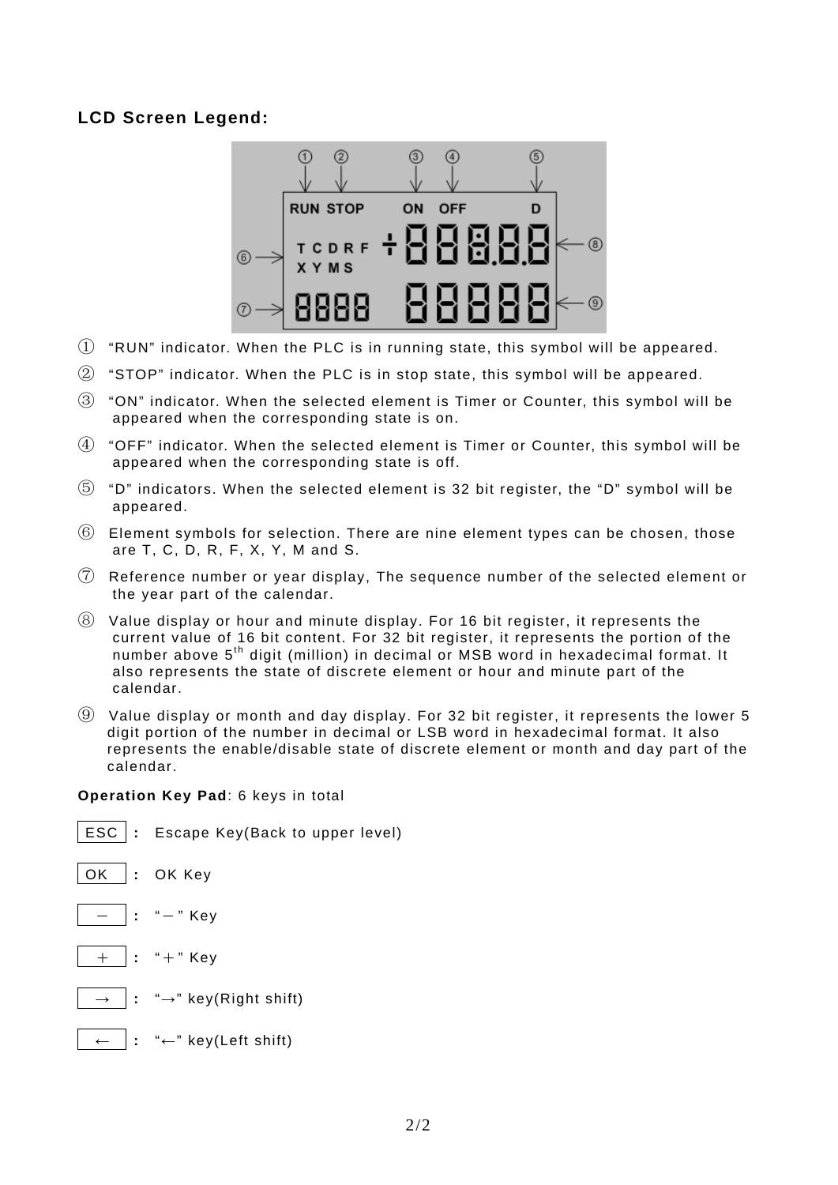**LCD Screen Legend:**

① "RUN" indicator. When the PLC is in running state, this symbol will be appeared.

② "STOP" indicator. When the PLC is in stop state, this symbol will be appeared.

③ "ON" indicator. When the selected element is Timer or Counter, this symbol will be appeared when the corresponding state is on.

④ "OFF" indicator. When the selected element is Timer or Counter, this symbol will be appeared when the corresponding state is off.

⑤ "D" indicators. When the selected element is 32 bit register, the "D" symbol will be appeared.

⑥ Element symbols for selection. There are nine element types can be chosen, those are T, C, D, R, F, X, Y, M and S.

⑦ Reference number or year display, The sequence number of the selected element or the year part of the calendar.

⑧ Value display or hour and minute display. For 16 bit register, it represents the current value of 16 bit content. For 32 bit register, it represents the portion of the number above 5th digit (million) in decimal or MSB word in hexadecimal format. It also represents the state of discrete element or hour and minute part of the calendar.

⑨ Value display or month and day display. For 32 bit register, it represents the lower 5 digit portion of the number in decimal or LSB word in hexadecimal format. It also represents the enable/disable state of discrete element or month and day part of the calendar.

**Operation Key Pad**: 6 keys in total

ESC : Escape Key(Back to upper level)

OK : OK Key

－ : "－" Key

＋ : "＋" Key

→ : "→" key(Right shift)

← : "←" key(Left shift)